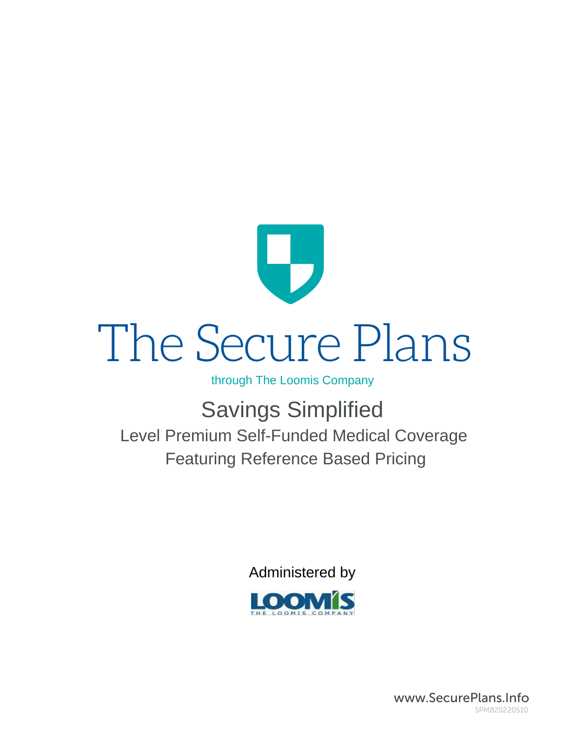# The Secure Plans

through The Loomis Company

## Savings Simplified

Level Premium Self-Funded Medical Coverage

Featuring Reference Based Pricing

Administered by

LOOMIS

THE LOOMIS COMPANY

www.SecurePlans.Info

SPMB20220510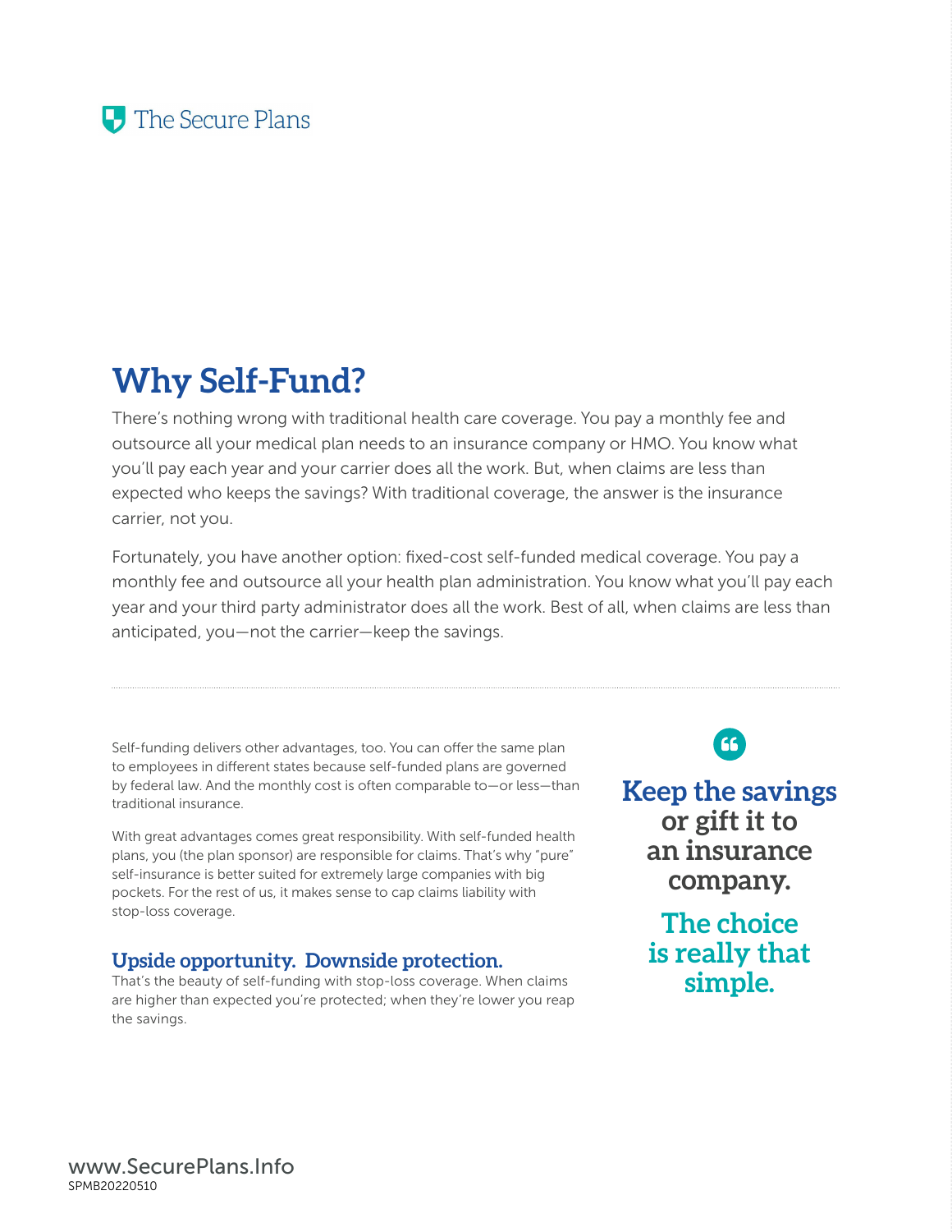The Secure Plans

# Why Self-Fund?

There's nothing wrong with traditional health care coverage. You pay a monthly fee and outsource all your medical plan needs to an insurance company or HMO. You know what you'll pay each year and your carrier does all the work. But, when claims are less than expected who keeps the savings? With traditional coverage, the answer is the insurance carrier, not you.

Fortunately, you have another option: fixed-cost self-funded medical coverage. You pay a monthly fee and outsource all your health plan administration. You know what you'll pay each year and your third party administrator does all the work. Best of all, when claims are less than anticipated, you—not the carrier—keep the savings.

---

Self-funding delivers other advantages, too. You can offer the same plan to employees in different states because self-funded plans are governed by federal law. And the monthly cost is often comparable to—or less—than traditional insurance.

With great advantages comes great responsibility. With self-funded health plans, you (the plan sponsor) are responsible for claims. That's why "pure" self-insurance is better suited for extremely large companies with big pockets. For the rest of us, it makes sense to cap claims liability with stop-loss coverage.

## Upside opportunity. Downside protection.

That's the beauty of self-funding with stop-loss coverage. When claims are higher than expected you're protected; when they're lower you reap the savings.

> **Keep the savings or gift it to an insurance company.**
>
> **The choice is really that simple.**

www.SecurePlans.Info
SPMB20220510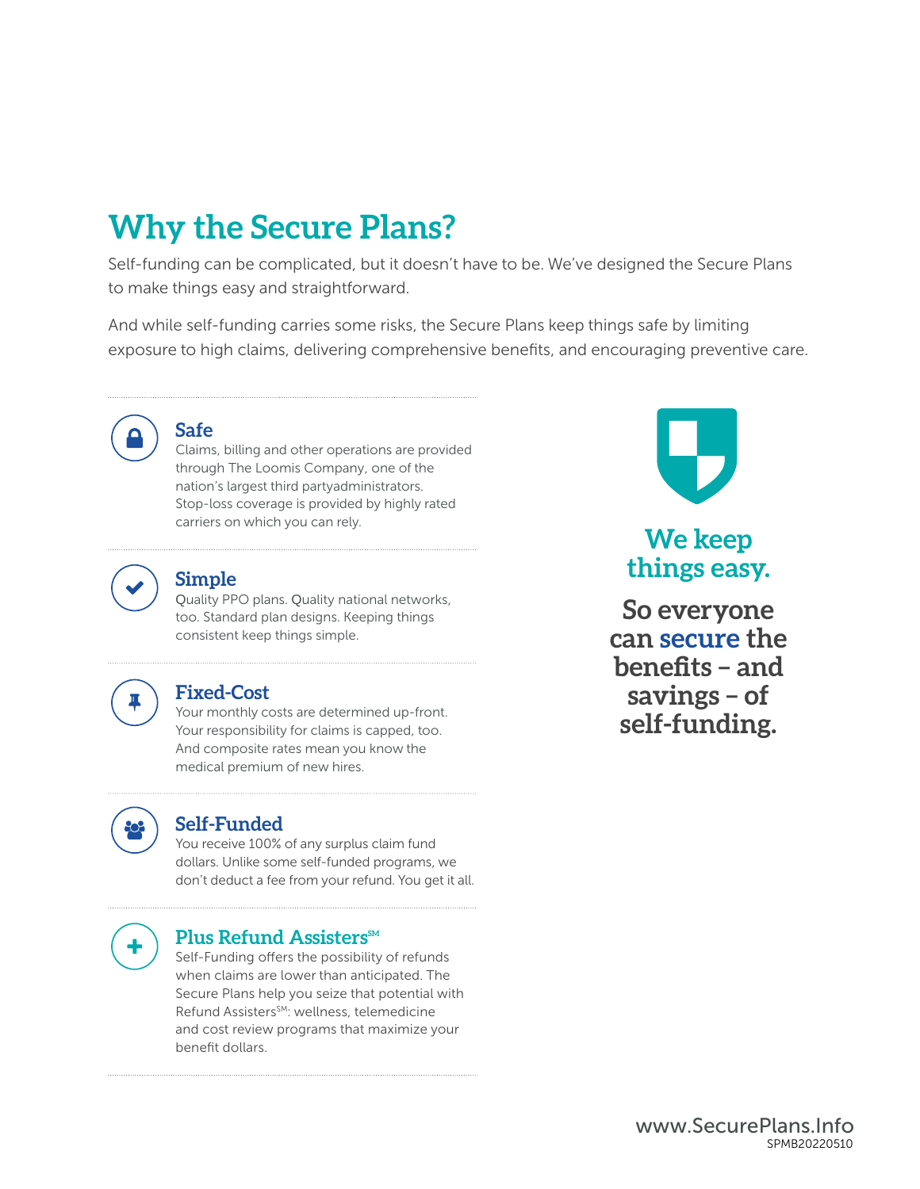# Why the Secure Plans?

Self-funding can be complicated, but it doesn't have to be. We've designed the Secure Plans to make things easy and straightforward.

And while self-funding carries some risks, the Secure Plans keep things safe by limiting exposure to high claims, delivering comprehensive benefits, and encouraging preventive care.

### Safe

Claims, billing and other operations are provided through The Loomis Company, one of the nation's largest third partyadministrators. Stop-loss coverage is provided by highly rated carriers on which you can rely.

### Simple

Quality PPO plans. Quality national networks, too. Standard plan designs. Keeping things consistent keep things simple.

### Fixed-Cost

Your monthly costs are determined up-front. Your responsibility for claims is capped, too. And composite rates mean you know the medical premium of new hires.

### Self-Funded

You receive 100% of any surplus claim fund dollars. Unlike some self-funded programs, we don't deduct a fee from your refund. You get it all.

### Plus Refund Assisters℠

Self-Funding offers the possibility of refunds when claims are lower than anticipated. The Secure Plans help you seize that potential with Refund Assisters℠: wellness, telemedicine and cost review programs that maximize your benefit dollars.

**We keep things easy.**

**So everyone can secure the benefits – and savings – of self-funding.**

www.SecurePlans.Info
SPMB20220510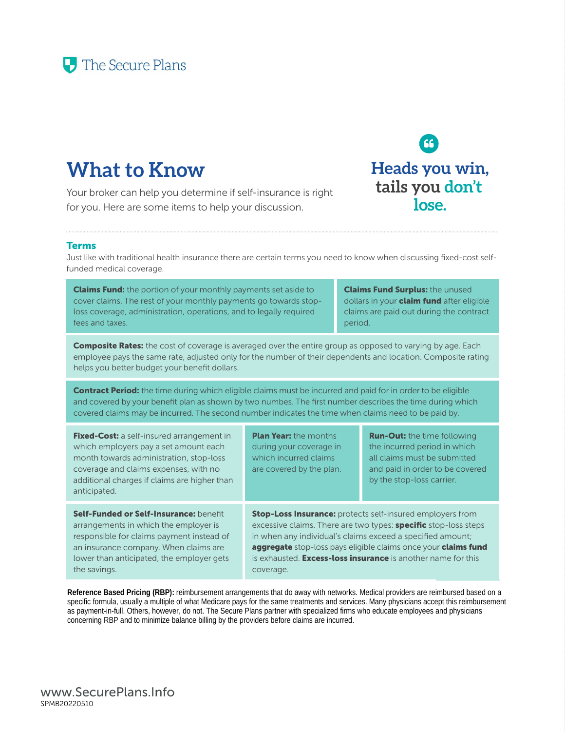The Secure Plans

# What to Know

Your broker can help you determine if self-insurance is right for you. Here are some items to help your discussion.

> Heads you win, tails you don't lose.

## Terms

Just like with traditional health insurance there are certain terms you need to know when discussing fixed-cost self-funded medical coverage.

**Claims Fund:** the portion of your monthly payments set aside to cover claims. The rest of your monthly payments go towards stop-loss coverage, administration, operations, and to legally required fees and taxes.

**Claims Fund Surplus:** the unused dollars in your **claim fund** after eligible claims are paid out during the contract period.

**Composite Rates:** the cost of coverage is averaged over the entire group as opposed to varying by age. Each employee pays the same rate, adjusted only for the number of their dependents and location. Composite rating helps you better budget your benefit dollars.

**Contract Period:** the time during which eligible claims must be incurred and paid for in order to be eligible and covered by your benefit plan as shown by two numbes. The first number describes the time during which covered claims may be incurred. The second number indicates the time when claims need to be paid by.

**Fixed-Cost:** a self-insured arrangement in which employers pay a set amount each month towards administration, stop-loss coverage and claims expenses, with no additional charges if claims are higher than anticipated.

**Plan Year:** the months during your coverage in which incurred claims are covered by the plan.

**Run-Out:** the time following the incurred period in which all claims must be submitted and paid in order to be covered by the stop-loss carrier.

**Self-Funded or Self-Insurance:** benefit arrangements in which the employer is responsible for claims payment instead of an insurance company. When claims are lower than anticipated, the employer gets the savings.

**Stop-Loss Insurance:** protects self-insured employers from excessive claims. There are two types: **specific** stop-loss steps in when any individual's claims exceed a specified amount; **aggregate** stop-loss pays eligible claims once your **claims fund** is exhausted. **Excess-loss insurance** is another name for this coverage.

**Reference Based Pricing (RBP):** reimbursement arrangements that do away with networks. Medical providers are reimbursed based on a specific formula, usually a multiple of what Medicare pays for the same treatments and services. Many physicians accept this reimbursement as payment-in-full. Others, however, do not. The Secure Plans partner with specialized firms who educate employees and physicians concerning RBP and to minimize balance billing by the providers before claims are incurred.

www.SecurePlans.Info
SPMB20220510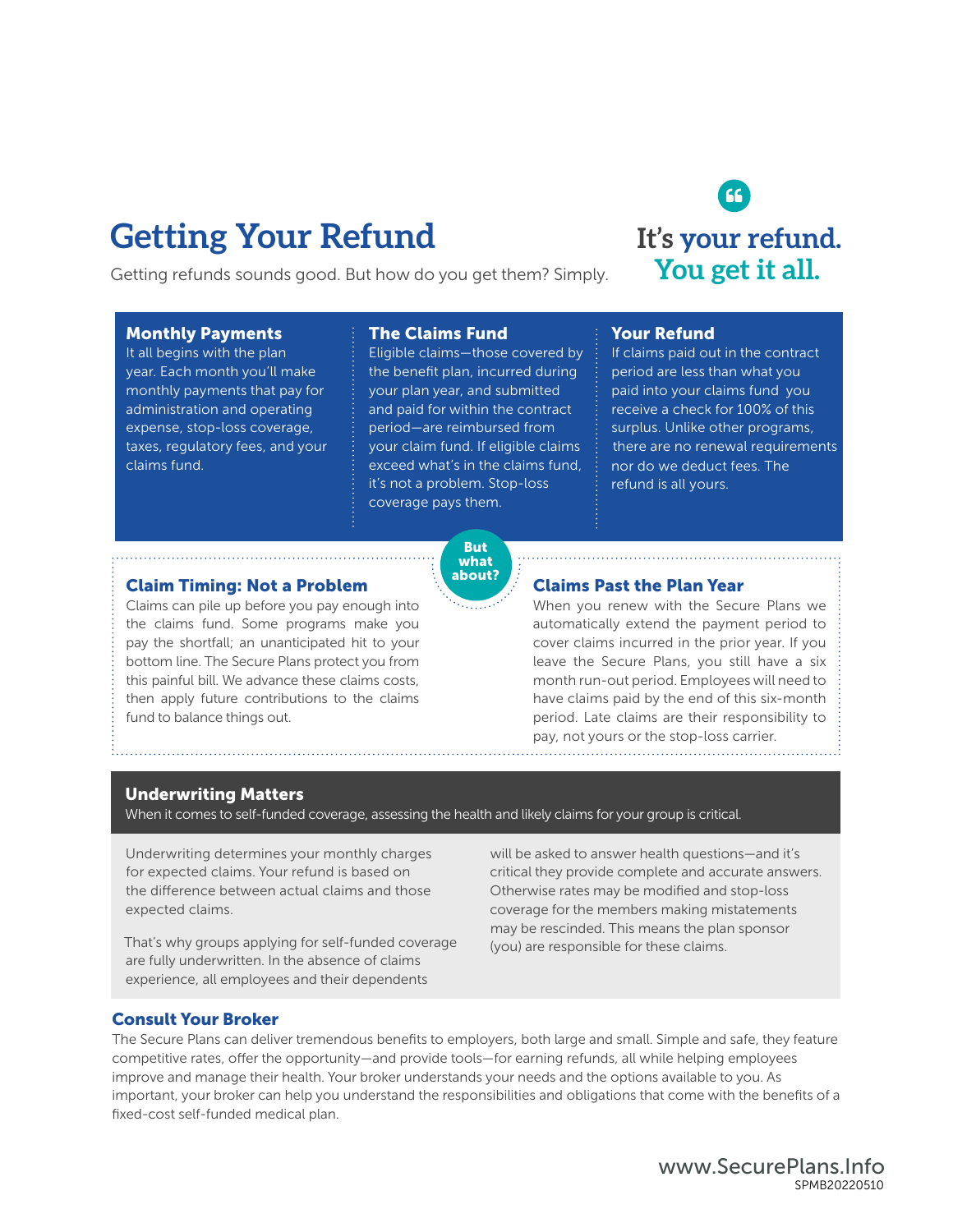# Getting Your Refund

Getting refunds sounds good. But how do you get them? Simply.

**It's your refund. You get it all.**

### Monthly Payments

It all begins with the plan year. Each month you'll make monthly payments that pay for administration and operating expense, stop-loss coverage, taxes, regulatory fees, and your claims fund.

### The Claims Fund

Eligible claims—those covered by the benefit plan, incurred during your plan year, and submitted and paid for within the contract period—are reimbursed from your claim fund. If eligible claims exceed what's in the claims fund, it's not a problem. Stop-loss coverage pays them.

### Your Refund

If claims paid out in the contract period are less than what you paid into your claims fund you receive a check for 100% of this surplus. Unlike other programs, there are no renewal requirements nor do we deduct fees. The refund is all yours.

**But what about?**

### Claim Timing: Not a Problem

Claims can pile up before you pay enough into the claims fund. Some programs make you pay the shortfall; an unanticipated hit to your bottom line. The Secure Plans protect you from this painful bill. We advance these claims costs, then apply future contributions to the claims fund to balance things out.

### Claims Past the Plan Year

When you renew with the Secure Plans we automatically extend the payment period to cover claims incurred in the prior year. If you leave the Secure Plans, you still have a six month run-out period. Employees will need to have claims paid by the end of this six-month period. Late claims are their responsibility to pay, not yours or the stop-loss carrier.

## Underwriting Matters

When it comes to self-funded coverage, assessing the health and likely claims for your group is critical.

Underwriting determines your monthly charges for expected claims. Your refund is based on the difference between actual claims and those expected claims.

That's why groups applying for self-funded coverage are fully underwritten. In the absence of claims experience, all employees and their dependents will be asked to answer health questions—and it's critical they provide complete and accurate answers. Otherwise rates may be modified and stop-loss coverage for the members making mistatements may be rescinded. This means the plan sponsor (you) are responsible for these claims.

### Consult Your Broker

The Secure Plans can deliver tremendous benefits to employers, both large and small. Simple and safe, they feature competitive rates, offer the opportunity—and provide tools—for earning refunds, all while helping employees improve and manage their health. Your broker understands your needs and the options available to you. As important, your broker can help you understand the responsibilities and obligations that come with the benefits of a fixed-cost self-funded medical plan.

www.SecurePlans.Info
SPMB20220510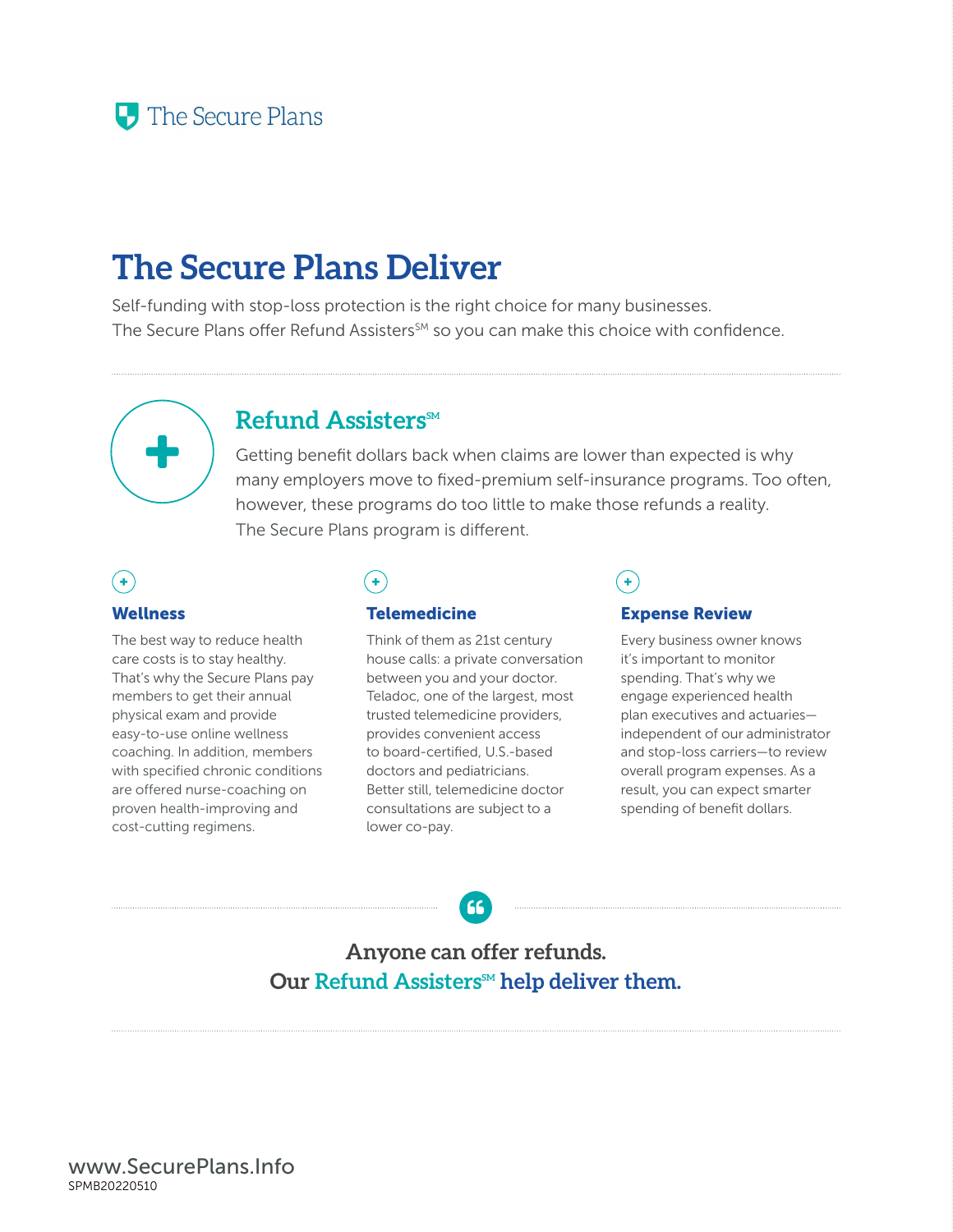The Secure Plans

# The Secure Plans Deliver

Self-funding with stop-loss protection is the right choice for many businesses. The Secure Plans offer Refund Assisters℠ so you can make this choice with confidence.

## Refund Assisters℠

Getting benefit dollars back when claims are lower than expected is why many employers move to fixed-premium self-insurance programs. Too often, however, these programs do too little to make those refunds a reality. The Secure Plans program is different.

### Wellness

The best way to reduce health care costs is to stay healthy. That's why the Secure Plans pay members to get their annual physical exam and provide easy-to-use online wellness coaching. In addition, members with specified chronic conditions are offered nurse-coaching on proven health-improving and cost-cutting regimens.

### Telemedicine

Think of them as 21st century house calls: a private conversation between you and your doctor. Teladoc, one of the largest, most trusted telemedicine providers, provides convenient access to board-certified, U.S.-based doctors and pediatricians. Better still, telemedicine doctor consultations are subject to a lower co-pay.

### Expense Review

Every business owner knows it's important to monitor spending. That's why we engage experienced health plan executives and actuaries—independent of our administrator and stop-loss carriers—to review overall program expenses. As a result, you can expect smarter spending of benefit dollars.

**Anyone can offer refunds.**
**Our Refund Assisters℠ help deliver them.**

www.SecurePlans.Info
SPMB20220510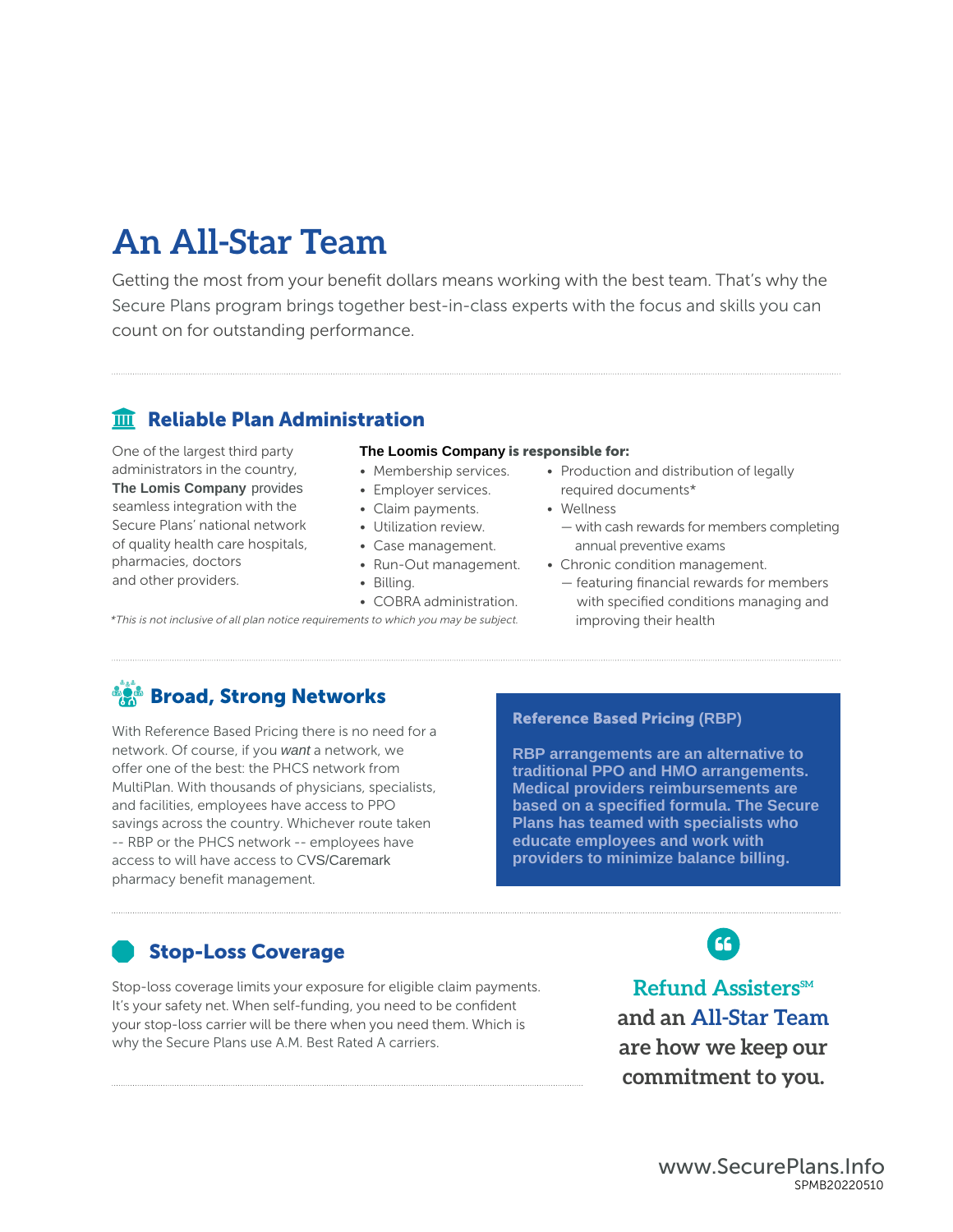# An All-Star Team

Getting the most from your benefit dollars means working with the best team. That's why the Secure Plans program brings together best-in-class experts with the focus and skills you can count on for outstanding performance.

## Reliable Plan Administration

One of the largest third party administrators in the country, **The Lomis Company** provides seamless integration with the Secure Plans' national network of quality health care hospitals, pharmacies, doctors and other providers.

**The Loomis Company is responsible for:**

- Membership services.
- Employer services.
- Claim payments.
- Utilization review.
- Case management.
- Run-Out management.
- Billing.
- COBRA administration.
- Production and distribution of legally required documents*
- Wellness
  - — with cash rewards for members completing annual preventive exams
- Chronic condition management.
  - — featuring financial rewards for members with specified conditions managing and improving their health

*This is not inclusive of all plan notice requirements to which you may be subject.*

## Broad, Strong Networks

With Reference Based Pricing there is no need for a network. Of course, if you *want* a network, we offer one of the best: the PHCS network from MultiPlan. With thousands of physicians, specialists, and facilities, employees have access to PPO savings across the country. Whichever route taken -- RBP or the PHCS network -- employees have access to will have access to CVS/Caremark pharmacy benefit management.

**Reference Based Pricing (RBP)**

**RBP arrangements are an alternative to traditional PPO and HMO arrangements. Medical providers reimbursements are based on a specified formula. The Secure Plans has teamed with specialists who educate employees and work with providers to minimize balance billing.**

## Stop-Loss Coverage

Stop-loss coverage limits your exposure for eligible claim payments. It's your safety net. When self-funding, you need to be confident your stop-loss carrier will be there when you need them. Which is why the Secure Plans use A.M. Best Rated A carriers.

**Refund Assisters℠ and an All-Star Team are how we keep our commitment to you.**

www.SecurePlans.Info
SPMB20220510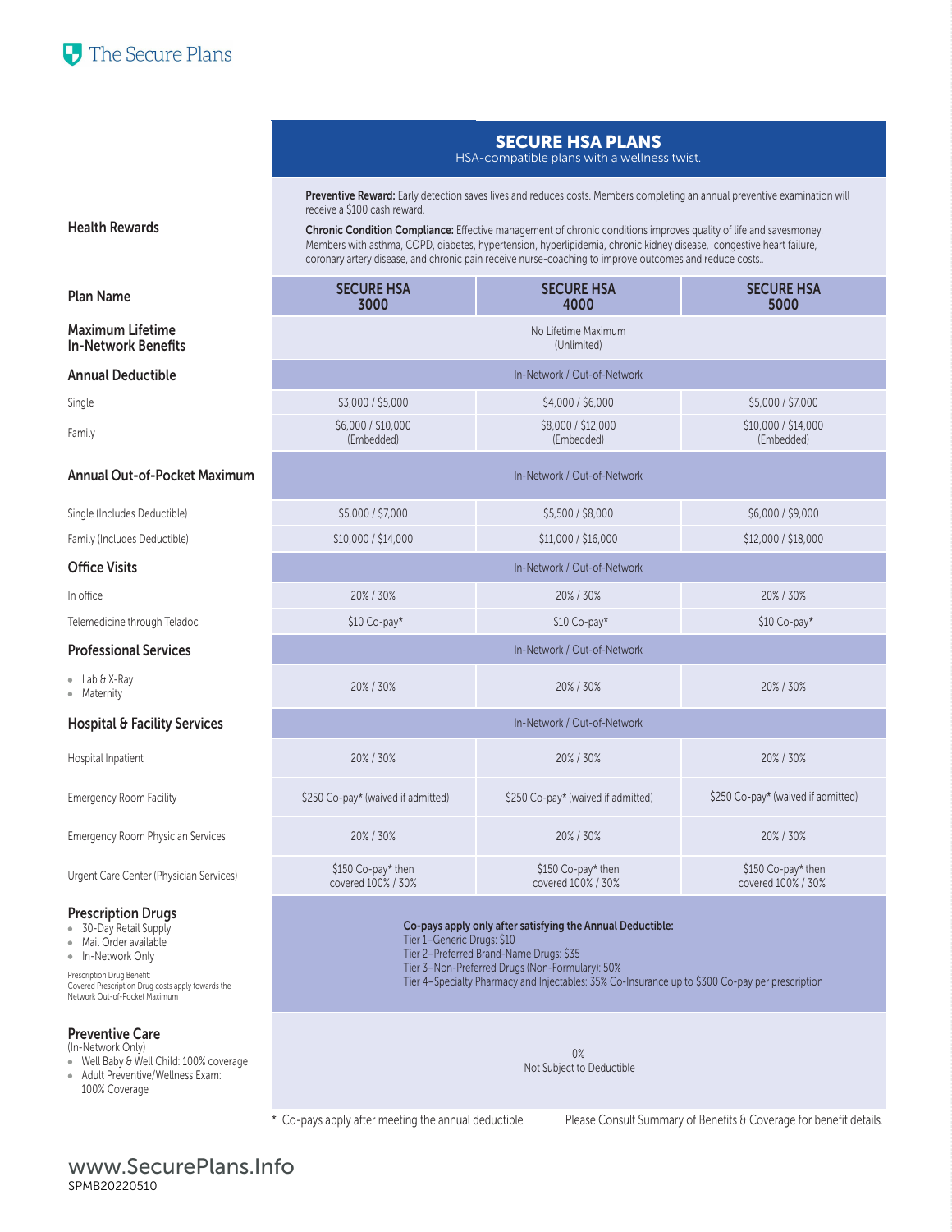The Secure Plans

## SECURE HSA PLANS

HSA-compatible plans with a wellness twist.

| | | | |
|---|---|---|---|
| **Health Rewards** | **Preventive Reward:** Early detection saves lives and reduces costs. Members completing an annual preventive examination will receive a $100 cash reward.<br><br>**Chronic Condition Compliance:** Effective management of chronic conditions improves quality of life and savesmoney. Members with asthma, COPD, diabetes, hypertension, hyperlipidemia, chronic kidney disease, congestive heart failure, coronary artery disease, and chronic pain receive nurse-coaching to improve outcomes and reduce costs.. | | |
| **Plan Name** | **SECURE HSA 3000** | **SECURE HSA 4000** | **SECURE HSA 5000** |
| **Maximum Lifetime In-Network Benefits** | No Lifetime Maximum (Unlimited) | | |
| **Annual Deductible** | In-Network / Out-of-Network | | |
| Single | $3,000 / $5,000 | $4,000 / $6,000 | $5,000 / $7,000 |
| Family | $6,000 / $10,000 (Embedded) | $8,000 / $12,000 (Embedded) | $10,000 / $14,000 (Embedded) |
| **Annual Out-of-Pocket Maximum** | In-Network / Out-of-Network | | |
| Single (Includes Deductible) | $5,000 / $7,000 | $5,500 / $8,000 | $6,000 / $9,000 |
| Family (Includes Deductible) | $10,000 / $14,000 | $11,000 / $16,000 | $12,000 / $18,000 |
| **Office Visits** | In-Network / Out-of-Network | | |
| In office | 20% / 30% | 20% / 30% | 20% / 30% |
| Telemedicine through Teladoc | $10 Co-pay* | $10 Co-pay* | $10 Co-pay* |
| **Professional Services** | In-Network / Out-of-Network | | |
| • Lab & X-Ray<br>• Maternity | 20% / 30% | 20% / 30% | 20% / 30% |
| **Hospital & Facility Services** | In-Network / Out-of-Network | | |
| Hospital Inpatient | 20% / 30% | 20% / 30% | 20% / 30% |
| Emergency Room Facility | $250 Co-pay* (waived if admitted) | $250 Co-pay* (waived if admitted) | $250 Co-pay* (waived if admitted) |
| Emergency Room Physician Services | 20% / 30% | 20% / 30% | 20% / 30% |
| Urgent Care Center (Physician Services) | $150 Co-pay* then covered 100% / 30% | $150 Co-pay* then covered 100% / 30% | $150 Co-pay* then covered 100% / 30% |
| **Prescription Drugs**<br>• 30-Day Retail Supply<br>• Mail Order available<br>• In-Network Only<br><br>Prescription Drug Benefit: Covered Prescription Drug costs apply towards the Network Out-of-Pocket Maximum | **Co-pays apply only after satisfying the Annual Deductible:**<br>Tier 1–Generic Drugs: $10<br>Tier 2–Preferred Brand-Name Drugs: $35<br>Tier 3–Non-Preferred Drugs (Non-Formulary): 50%<br>Tier 4–Specialty Pharmacy and Injectables: 35% Co-Insurance up to $300 Co-pay per prescription | | |
| **Preventive Care**<br>(In-Network Only)<br>• Well Baby & Well Child: 100% coverage<br>• Adult Preventive/Wellness Exam: 100% Coverage | 0%<br>Not Subject to Deductible | | |

\* Co-pays apply after meeting the annual deductible

Please Consult Summary of Benefits & Coverage for benefit details.

www.SecurePlans.Info

SPMB20220510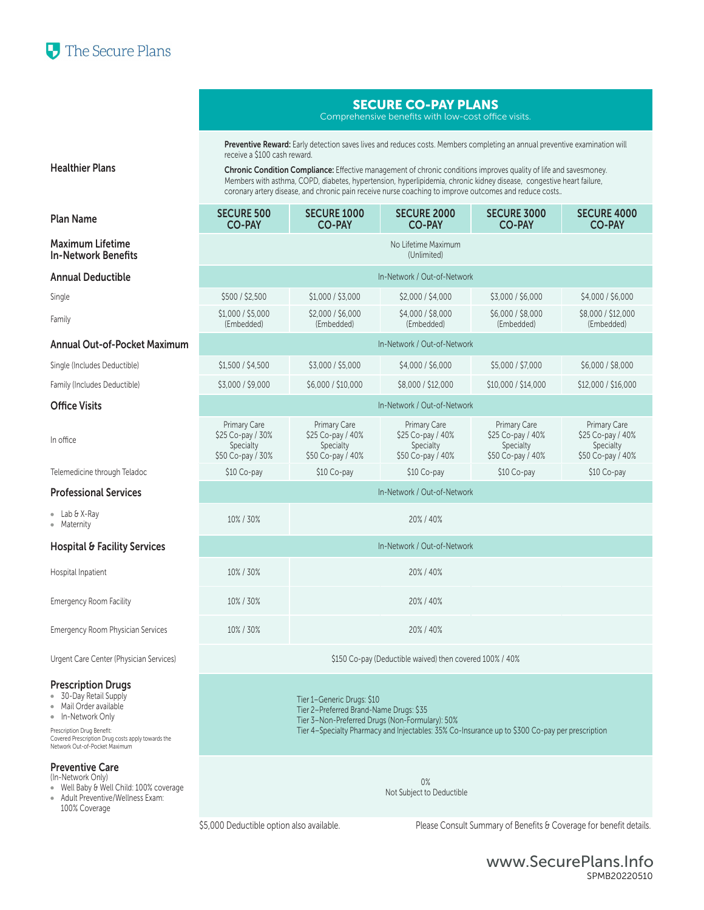The Secure Plans

## SECURE CO-PAY PLANS

Comprehensive benefits with low-cost office visits.

| | | | | | |
|---|---|---|---|---|---|
| **Healthier Plans** | **Preventive Reward:** Early detection saves lives and reduces costs. Members completing an annual preventive examination will receive a $100 cash reward. **Chronic Condition Compliance:** Effective management of chronic conditions improves quality of life and savesmoney. Members with asthma, COPD, diabetes, hypertension, hyperlipidemia, chronic kidney disease, congestive heart failure, coronary artery disease, and chronic pain receive nurse coaching to improve outcomes and reduce costs.. | | | | |
| **Plan Name** | **SECURE 500 CO-PAY** | **SECURE 1000 CO-PAY** | **SECURE 2000 CO-PAY** | **SECURE 3000 CO-PAY** | **SECURE 4000 CO-PAY** |
| **Maximum Lifetime In-Network Benefits** | No Lifetime Maximum (Unlimited) | | | | |
| **Annual Deductible** | In-Network / Out-of-Network | | | | |
| Single | $500 / $2,500 | $1,000 / $3,000 | $2,000 / $4,000 | $3,000 / $6,000 | $4,000 / $6,000 |
| Family | $1,000 / $5,000 (Embedded) | $2,000 / $6,000 (Embedded) | $4,000 / $8,000 (Embedded) | $6,000 / $8,000 (Embedded) | $8,000 / $12,000 (Embedded) |
| **Annual Out-of-Pocket Maximum** | In-Network / Out-of-Network | | | | |
| Single (Includes Deductible) | $1,500 / $4,500 | $3,000 / $5,000 | $4,000 / $6,000 | $5,000 / $7,000 | $6,000 / $8,000 |
| Family (Includes Deductible) | $3,000 / $9,000 | $6,000 / $10,000 | $8,000 / $12,000 | $10,000 / $14,000 | $12,000 / $16,000 |
| **Office Visits** | In-Network / Out-of-Network | | | | |
| In office | Primary Care $25 Co-pay / 30% Specialty $50 Co-pay / 30% | Primary Care $25 Co-pay / 40% Specialty $50 Co-pay / 40% | Primary Care $25 Co-pay / 40% Specialty $50 Co-pay / 40% | Primary Care $25 Co-pay / 40% Specialty $50 Co-pay / 40% | Primary Care $25 Co-pay / 40% Specialty $50 Co-pay / 40% |
| Telemedicine through Teladoc | $10 Co-pay | $10 Co-pay | $10 Co-pay | $10 Co-pay | $10 Co-pay |
| **Professional Services** | In-Network / Out-of-Network | | | | |
| • Lab & X-Ray • Maternity | 10% / 30% | 20% / 40% | | | |
| **Hospital & Facility Services** | In-Network / Out-of-Network | | | | |
| Hospital Inpatient | 10% / 30% | 20% / 40% | | | |
| Emergency Room Facility | 10% / 30% | 20% / 40% | | | |
| Emergency Room Physician Services | 10% / 30% | 20% / 40% | | | |
| Urgent Care Center (Physician Services) | $150 Co-pay (Deductible waived) then covered 100% / 40% | | | | |
| **Prescription Drugs** • 30-Day Retail Supply • Mail Order available • In-Network Only. Prescription Drug Benefit: Covered Prescription Drug costs apply towards the Network Out-of-Pocket Maximum | Tier 1–Generic Drugs: $10; Tier 2–Preferred Brand-Name Drugs: $35; Tier 3–Non-Preferred Drugs (Non-Formulary): 50%; Tier 4–Specialty Pharmacy and Injectables: 35% Co-Insurance up to $300 Co-pay per prescription | | | | |
| **Preventive Care** (In-Network Only) • Well Baby & Well Child: 100% coverage • Adult Preventive/Wellness Exam: 100% Coverage | 0% Not Subject to Deductible | | | | |

$5,000 Deductible option also available.

Please Consult Summary of Benefits & Coverage for benefit details.

www.SecurePlans.Info

SPMB20220510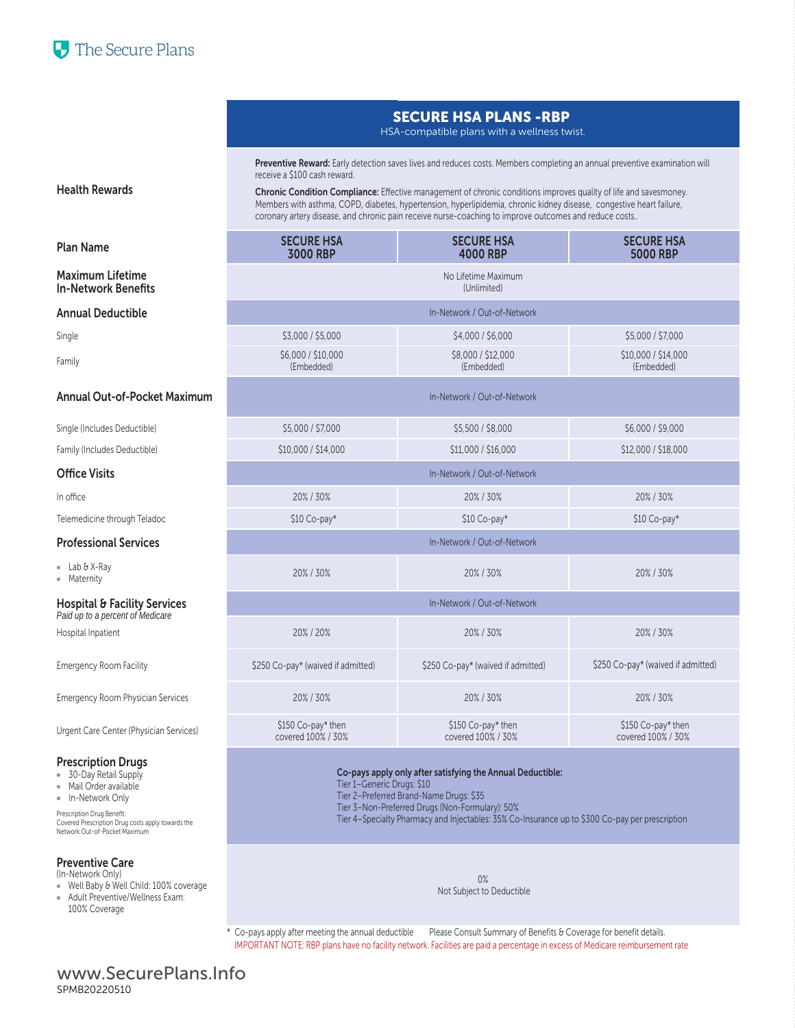The Secure Plans

## SECURE HSA PLANS -RBP

HSA-compatible plans with a wellness twist.

| | | | |
|---|---|---|---|
| **Health Rewards** | **Preventive Reward:** Early detection saves lives and reduces costs. Members completing an annual preventive examination will receive a $100 cash reward. **Chronic Condition Compliance:** Effective management of chronic conditions improves quality of life and savesmoney. Members with asthma, COPD, diabetes, hypertension, hyperlipidemia, chronic kidney disease, congestive heart failure, coronary artery disease, and chronic pain receive nurse-coaching to improve outcomes and reduce costs.. | | |
| **Plan Name** | **SECURE HSA 3000 RBP** | **SECURE HSA 4000 RBP** | **SECURE HSA 5000 RBP** |
| **Maximum Lifetime In-Network Benefits** | No Lifetime Maximum (Unlimited) | | |
| **Annual Deductible** | In-Network / Out-of-Network | | |
| Single | $3,000 / $5,000 | $4,000 / $6,000 | $5,000 / $7,000 |
| Family | $6,000 / $10,000 (Embedded) | $8,000 / $12,000 (Embedded) | $10,000 / $14,000 (Embedded) |
| **Annual Out-of-Pocket Maximum** | In-Network / Out-of-Network | | |
| Single (Includes Deductible) | $5,000 / $7,000 | $5,500 / $8,000 | $6,000 / $9,000 |
| Family (Includes Deductible) | $10,000 / $14,000 | $11,000 / $16,000 | $12,000 / $18,000 |
| **Office Visits** | In-Network / Out-of-Network | | |
| In office | 20% / 30% | 20% / 30% | 20% / 30% |
| Telemedicine through Teladoc | $10 Co-pay* | $10 Co-pay* | $10 Co-pay* |
| **Professional Services** | In-Network / Out-of-Network | | |
| • Lab & X-Ray<br>• Maternity | 20% / 30% | 20% / 30% | 20% / 30% |
| **Hospital & Facility Services** *Paid up to a percent of Medicare* | In-Network / Out-of-Network | | |
| Hospital Inpatient | 20% / 20% | 20% / 30% | 20% / 30% |
| Emergency Room Facility | $250 Co-pay* (waived if admitted) | $250 Co-pay* (waived if admitted) | $250 Co-pay* (waived if admitted) |
| Emergency Room Physician Services | 20% / 30% | 20% / 30% | 20% / 30% |
| Urgent Care Center (Physician Services) | $150 Co-pay* then covered 100% / 30% | $150 Co-pay* then covered 100% / 30% | $150 Co-pay* then covered 100% / 30% |
| **Prescription Drugs**<br>• 30-Day Retail Supply<br>• Mail Order available<br>• In-Network Only<br>Prescription Drug Benefit: Covered Prescription Drug costs apply towards the Network Out-of-Pocket Maximum | **Co-pays apply only after satisfying the Annual Deductible:**<br>Tier 1–Generic Drugs: $10<br>Tier 2–Preferred Brand-Name Drugs: $35<br>Tier 3–Non-Preferred Drugs (Non-Formulary): 50%<br>Tier 4–Specialty Pharmacy and Injectables: 35% Co-Insurance up to $300 Co-pay per prescription | | |
| **Preventive Care** (In-Network Only)<br>• Well Baby & Well Child: 100% coverage<br>• Adult Preventive/Wellness Exam: 100% Coverage | 0%<br>Not Subject to Deductible | | |

\* Co-pays apply after meeting the annual deductible    Please Consult Summary of Benefits & Coverage for benefit details.

IMPORTANT NOTE: RBP plans have no facility network. Facilities are paid a percentage in excess of Medicare reimbursement rate

www.SecurePlans.Info

SPMB20220510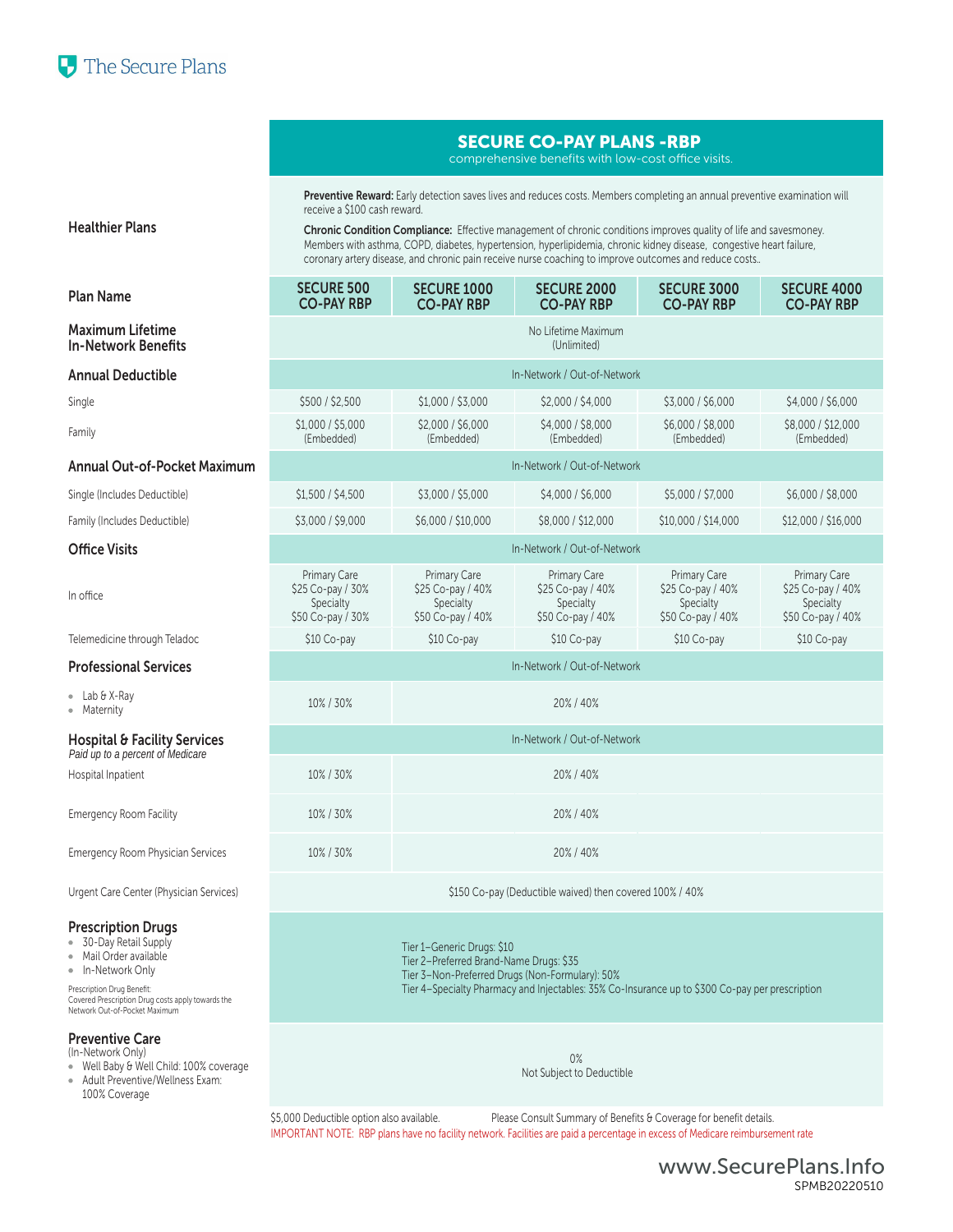The Secure Plans

## SECURE CO-PAY PLANS -RBP

comprehensive benefits with low-cost office visits.

**Healthier Plans**

**Preventive Reward:** Early detection saves lives and reduces costs. Members completing an annual preventive examination will receive a $100 cash reward.

**Chronic Condition Compliance:** Effective management of chronic conditions improves quality of life and savesmoney. Members with asthma, COPD, diabetes, hypertension, hyperlipidemia, chronic kidney disease, congestive heart failure, coronary artery disease, and chronic pain receive nurse coaching to improve outcomes and reduce costs..

| Plan Name | SECURE 500 CO-PAY RBP | SECURE 1000 CO-PAY RBP | SECURE 2000 CO-PAY RBP | SECURE 3000 CO-PAY RBP | SECURE 4000 CO-PAY RBP |
|---|---|---|---|---|---|
| **Maximum Lifetime In-Network Benefits** | No Lifetime Maximum (Unlimited) | | | | |
| **Annual Deductible** | In-Network / Out-of-Network | | | | |
| Single | $500 / $2,500 | $1,000 / $3,000 | $2,000 / $4,000 | $3,000 / $6,000 | $4,000 / $6,000 |
| Family | $1,000 / $5,000 (Embedded) | $2,000 / $6,000 (Embedded) | $4,000 / $8,000 (Embedded) | $6,000 / $8,000 (Embedded) | $8,000 / $12,000 (Embedded) |
| **Annual Out-of-Pocket Maximum** | In-Network / Out-of-Network | | | | |
| Single (Includes Deductible) | $1,500 / $4,500 | $3,000 / $5,000 | $4,000 / $6,000 | $5,000 / $7,000 | $6,000 / $8,000 |
| Family (Includes Deductible) | $3,000 / $9,000 | $6,000 / $10,000 | $8,000 / $12,000 | $10,000 / $14,000 | $12,000 / $16,000 |
| **Office Visits** | In-Network / Out-of-Network | | | | |
| In office | Primary Care $25 Co-pay / 30% Specialty $50 Co-pay / 30% | Primary Care $25 Co-pay / 40% Specialty $50 Co-pay / 40% | Primary Care $25 Co-pay / 40% Specialty $50 Co-pay / 40% | Primary Care $25 Co-pay / 40% Specialty $50 Co-pay / 40% | Primary Care $25 Co-pay / 40% Specialty $50 Co-pay / 40% |
| Telemedicine through Teladoc | $10 Co-pay | $10 Co-pay | $10 Co-pay | $10 Co-pay | $10 Co-pay |
| **Professional Services** | In-Network / Out-of-Network | | | | |
| • Lab & X-Ray • Maternity | 10% / 30% | 20% / 40% | | | |
| **Hospital & Facility Services** *Paid up to a percent of Medicare* | In-Network / Out-of-Network | | | | |
| Hospital Inpatient | 10% / 30% | 20% / 40% | | | |
| Emergency Room Facility | 10% / 30% | 20% / 40% | | | |
| Emergency Room Physician Services | 10% / 30% | 20% / 40% | | | |
| Urgent Care Center (Physician Services) | $150 Co-pay (Deductible waived) then covered 100% / 40% | | | | |
| **Prescription Drugs** • 30-Day Retail Supply • Mail Order available • In-Network Only. Prescription Drug Benefit: Covered Prescription Drug costs apply towards the Network Out-of-Pocket Maximum | Tier 1–Generic Drugs: $10; Tier 2–Preferred Brand-Name Drugs: $35; Tier 3–Non-Preferred Drugs (Non-Formulary): 50%; Tier 4–Specialty Pharmacy and Injectables: 35% Co-Insurance up to $300 Co-pay per prescription | | | | |
| **Preventive Care** (In-Network Only) • Well Baby & Well Child: 100% coverage • Adult Preventive/Wellness Exam: 100% Coverage | 0% Not Subject to Deductible | | | | |

$5,000 Deductible option also available. Please Consult Summary of Benefits & Coverage for benefit details.

IMPORTANT NOTE: RBP plans have no facility network. Facilities are paid a percentage in excess of Medicare reimbursement rate

www.SecurePlans.Info

SPMB20220510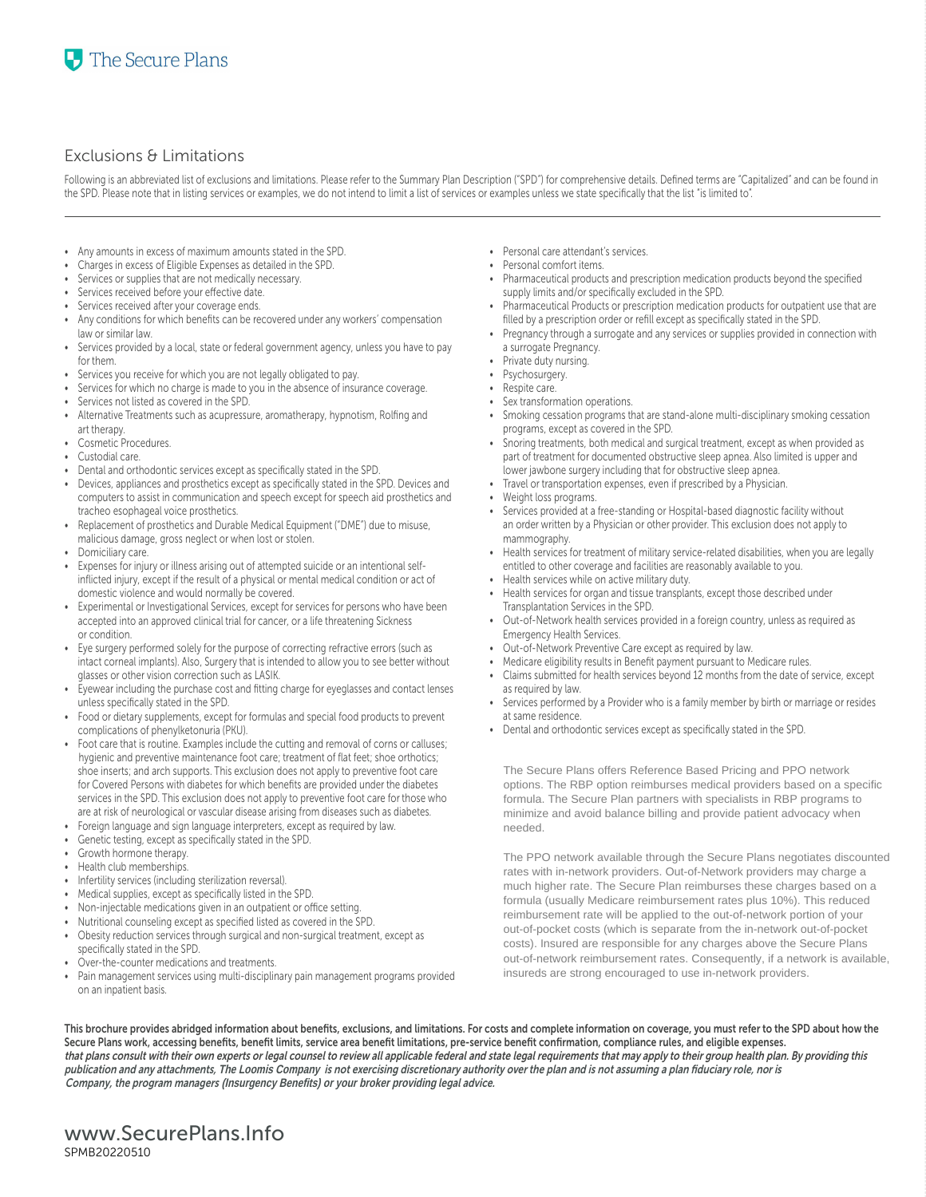## Exclusions & Limitations

Following is an abbreviated list of exclusions and limitations. Please refer to the Summary Plan Description ("SPD") for comprehensive details. Defined terms are "Capitalized" and can be found in the SPD. Please note that in listing services or examples, we do not intend to limit a list of services or examples unless we state specifically that the list "is limited to".

- Any amounts in excess of maximum amounts stated in the SPD.
- Charges in excess of Eligible Expenses as detailed in the SPD.
- Services or supplies that are not medically necessary.
- Services received before your effective date.
- Services received after your coverage ends.
- Any conditions for which benefits can be recovered under any workers' compensation law or similar law.
- Services provided by a local, state or federal government agency, unless you have to pay for them.
- Services you receive for which you are not legally obligated to pay.
- Services for which no charge is made to you in the absence of insurance coverage.
- Services not listed as covered in the SPD.
- Alternative Treatments such as acupressure, aromatherapy, hypnotism, Rolfing and art therapy.
- Cosmetic Procedures.
- Custodial care.
- Dental and orthodontic services except as specifically stated in the SPD.
- Devices, appliances and prosthetics except as specifically stated in the SPD. Devices and computers to assist in communication and speech except for speech aid prosthetics and tracheo esophageal voice prosthetics.
- Replacement of prosthetics and Durable Medical Equipment ("DME") due to misuse, malicious damage, gross neglect or when lost or stolen.
- Domiciliary care.
- Expenses for injury or illness arising out of attempted suicide or an intentional self-inflicted injury, except if the result of a physical or mental medical condition or act of domestic violence and would normally be covered.
- Experimental or Investigational Services, except for services for persons who have been accepted into an approved clinical trial for cancer, or a life threatening Sickness or condition.
- Eye surgery performed solely for the purpose of correcting refractive errors (such as intact corneal implants). Also, Surgery that is intended to allow you to see better without glasses or other vision correction such as LASIK.
- Eyewear including the purchase cost and fitting charge for eyeglasses and contact lenses unless specifically stated in the SPD.
- Food or dietary supplements, except for formulas and special food products to prevent complications of phenylketonuria (PKU).
- Foot care that is routine. Examples include the cutting and removal of corns or calluses; hygienic and preventive maintenance foot care; treatment of flat feet; shoe orthotics; shoe inserts; and arch supports. This exclusion does not apply to preventive foot care for Covered Persons with diabetes for which benefits are provided under the diabetes services in the SPD. This exclusion does not apply to preventive foot care for those who are at risk of neurological or vascular disease arising from diseases such as diabetes.
- Foreign language and sign language interpreters, except as required by law.
- Genetic testing, except as specifically stated in the SPD.
- Growth hormone therapy.
- Health club memberships.
- Infertility services (including sterilization reversal).
- Medical supplies, except as specifically listed in the SPD.
- Non-injectable medications given in an outpatient or office setting.
- Nutritional counseling except as specified listed as covered in the SPD.
- Obesity reduction services through surgical and non-surgical treatment, except as specifically stated in the SPD.
- Over-the-counter medications and treatments.
- Pain management services using multi-disciplinary pain management programs provided on an inpatient basis.
- Personal care attendant's services.
- Personal comfort items.
- Pharmaceutical products and prescription medication products beyond the specified supply limits and/or specifically excluded in the SPD.
- Pharmaceutical Products or prescription medication products for outpatient use that are filled by a prescription order or refill except as specifically stated in the SPD.
- Pregnancy through a surrogate and any services or supplies provided in connection with a surrogate Pregnancy.
- Private duty nursing.
- Psychosurgery.
- Respite care.
- Sex transformation operations.
- Smoking cessation programs that are stand-alone multi-disciplinary smoking cessation programs, except as covered in the SPD.
- Snoring treatments, both medical and surgical treatment, except as when provided as part of treatment for documented obstructive sleep apnea. Also limited is upper and lower jawbone surgery including that for obstructive sleep apnea.
- Travel or transportation expenses, even if prescribed by a Physician.
- Weight loss programs.
- Services provided at a free-standing or Hospital-based diagnostic facility without an order written by a Physician or other provider. This exclusion does not apply to mammography.
- Health services for treatment of military service-related disabilities, when you are legally entitled to other coverage and facilities are reasonably available to you.
- Health services while on active military duty.
- Health services for organ and tissue transplants, except those described under Transplantation Services in the SPD.
- Out-of-Network health services provided in a foreign country, unless as required as Emergency Health Services.
- Out-of-Network Preventive Care except as required by law.
- Medicare eligibility results in Benefit payment pursuant to Medicare rules.
- Claims submitted for health services beyond 12 months from the date of service, except as required by law.
- Services performed by a Provider who is a family member by birth or marriage or resides at same residence.
- Dental and orthodontic services except as specifically stated in the SPD.

The Secure Plans offers Reference Based Pricing and PPO network options. The RBP option reimburses medical providers based on a specific formula. The Secure Plan partners with specialists in RBP programs to minimize and avoid balance billing and provide patient advocacy when needed.

The PPO network available through the Secure Plans negotiates discounted rates with in-network providers. Out-of-Network providers may charge a much higher rate. The Secure Plan reimburses these charges based on a formula (usually Medicare reimbursement rates plus 10%). This reduced reimbursement rate will be applied to the out-of-network portion of your out-of-pocket costs (which is separate from the in-network out-of-pocket costs). Insured are responsible for any charges above the Secure Plans out-of-network reimbursement rates. Consequently, if a network is available, insureds are strong encouraged to use in-network providers.

**This brochure provides abridged information about benefits, exclusions, and limitations. For costs and complete information on coverage, you must refer to the SPD about how the Secure Plans work, accessing benefits, benefit limits, service area benefit limitations, pre-service benefit confirmation, compliance rules, and eligible expenses.**
***that plans consult with their own experts or legal counsel to review all applicable federal and state legal requirements that may apply to their group health plan. By providing this publication and any attachments, The Loomis Company is not exercising discretionary authority over the plan and is not assuming a plan fiduciary role, nor is Company, the program managers (Insurgency Benefits) or your broker providing legal advice.***

www.SecurePlans.Info
SPMB20220510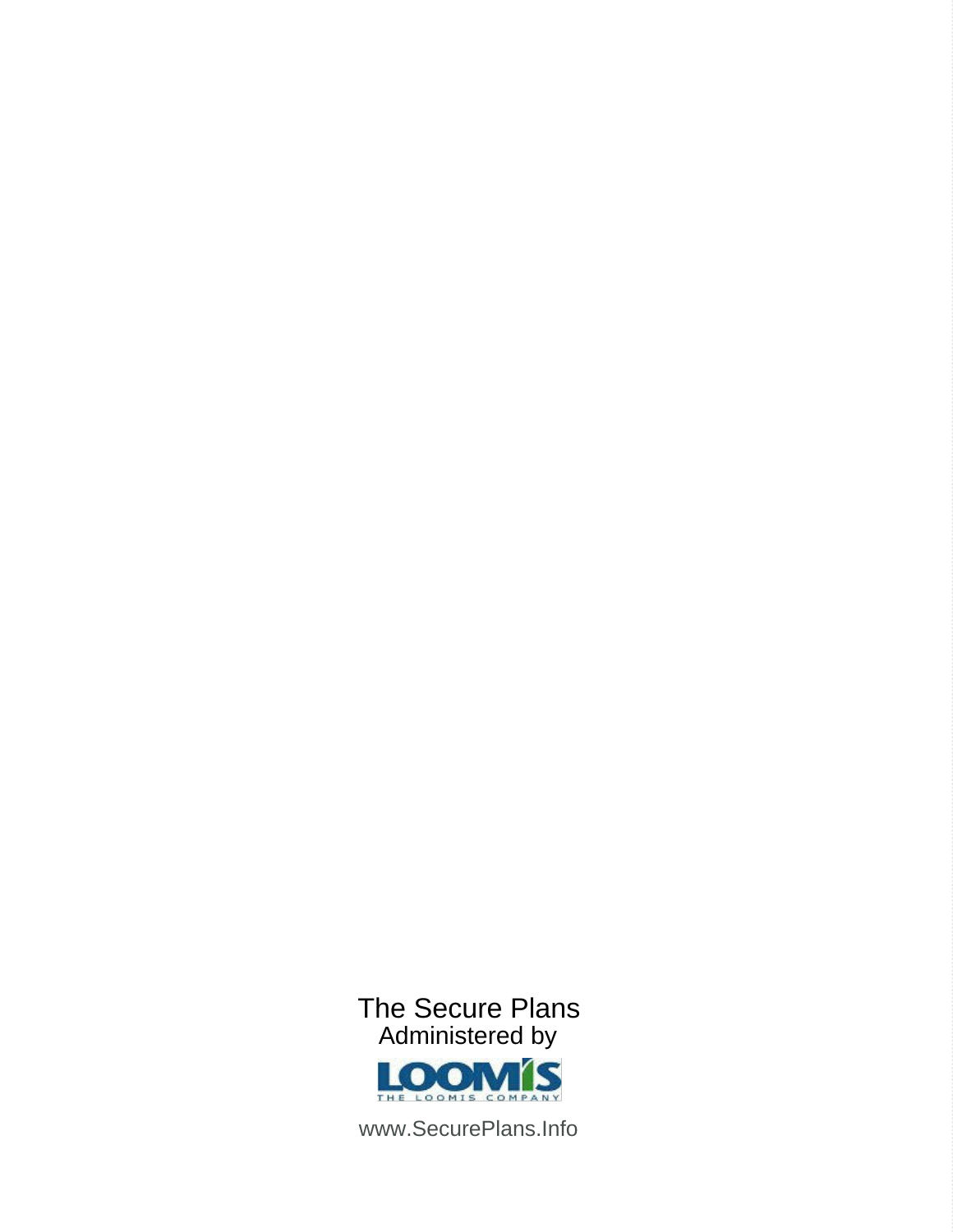The Secure Plans
Administered by

LOOMIS
THE LOOMIS COMPANY

www.SecurePlans.Info